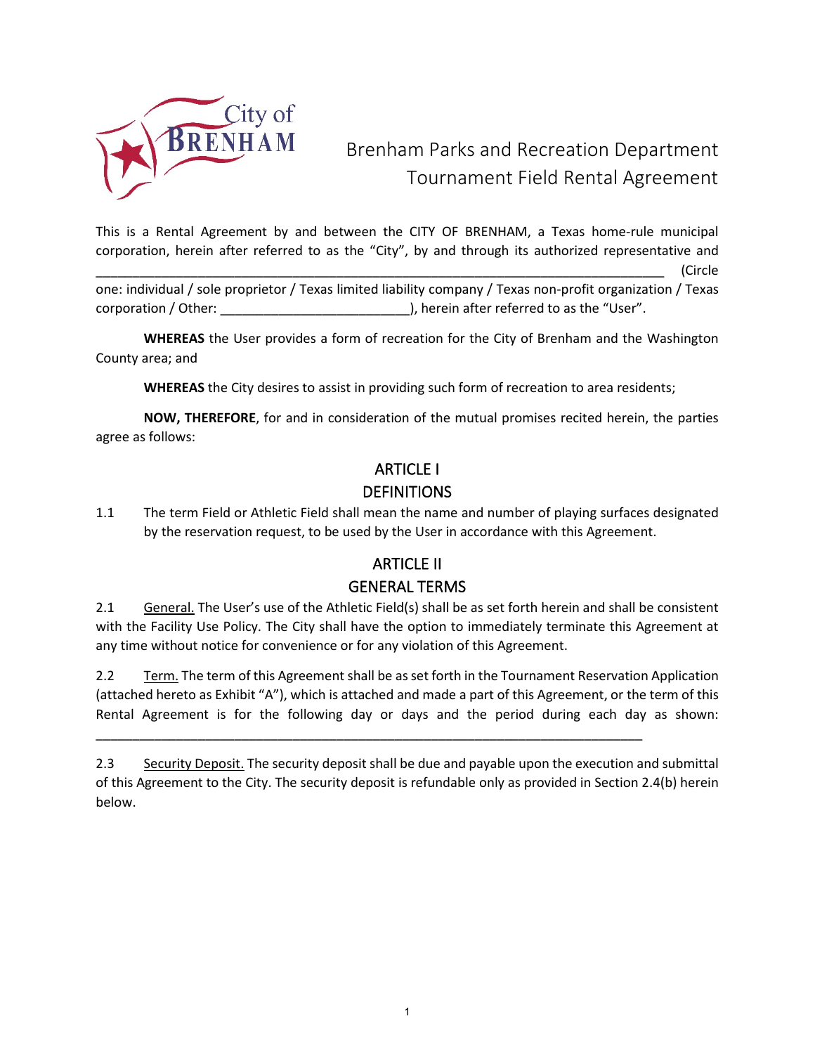City of BRENHAM

# Brenham Parks and Recreation Department Tournament Field Rental Agreement

This is a Rental Agreement by and between the CITY OF BRENHAM, a Texas home-rule municipal corporation, herein after referred to as the "City", by and through its authorized representative and \_\_\_\_\_\_\_\_\_\_\_\_\_\_\_\_\_\_\_\_\_\_\_\_\_\_\_\_\_\_\_\_\_\_\_\_\_\_\_\_\_\_\_\_\_\_\_\_\_\_\_\_\_\_\_\_\_\_\_\_\_\_\_\_\_\_\_\_\_\_\_\_\_\_\_\_ (Circle one: individual / sole proprietor / Texas limited liability company / Texas non-profit organization / Texas corporation / Other: \_\_\_\_\_\_\_\_\_\_\_\_\_\_\_\_\_\_\_\_\_\_\_\_\_\_), herein after referred to as the "User".

**WHEREAS** the User provides a form of recreation for the City of Brenham and the Washington County area; and

**WHEREAS** the City desires to assist in providing such form of recreation to area residents;

**NOW, THEREFORE**, for and in consideration of the mutual promises recited herein, the parties agree as follows:

## ARTICLE I
## DEFINITIONS

1.1 The term Field or Athletic Field shall mean the name and number of playing surfaces designated by the reservation request, to be used by the User in accordance with this Agreement.

## ARTICLE II
## GENERAL TERMS

2.1 General. The User's use of the Athletic Field(s) shall be as set forth herein and shall be consistent with the Facility Use Policy. The City shall have the option to immediately terminate this Agreement at any time without notice for convenience or for any violation of this Agreement.

2.2 Term. The term of this Agreement shall be as set forth in the Tournament Reservation Application (attached hereto as Exhibit "A"), which is attached and made a part of this Agreement, or the term of this Rental Agreement is for the following day or days and the period during each day as shown: \_\_\_\_\_\_\_\_\_\_\_\_\_\_\_\_\_\_\_\_\_\_\_\_\_\_\_\_\_\_\_\_\_\_\_\_\_\_\_\_\_\_\_\_\_\_\_\_\_\_\_\_\_\_\_\_\_\_\_\_\_\_\_\_\_\_\_\_\_\_\_\_\_\_\_

2.3 Security Deposit. The security deposit shall be due and payable upon the execution and submittal of this Agreement to the City. The security deposit is refundable only as provided in Section 2.4(b) herein below.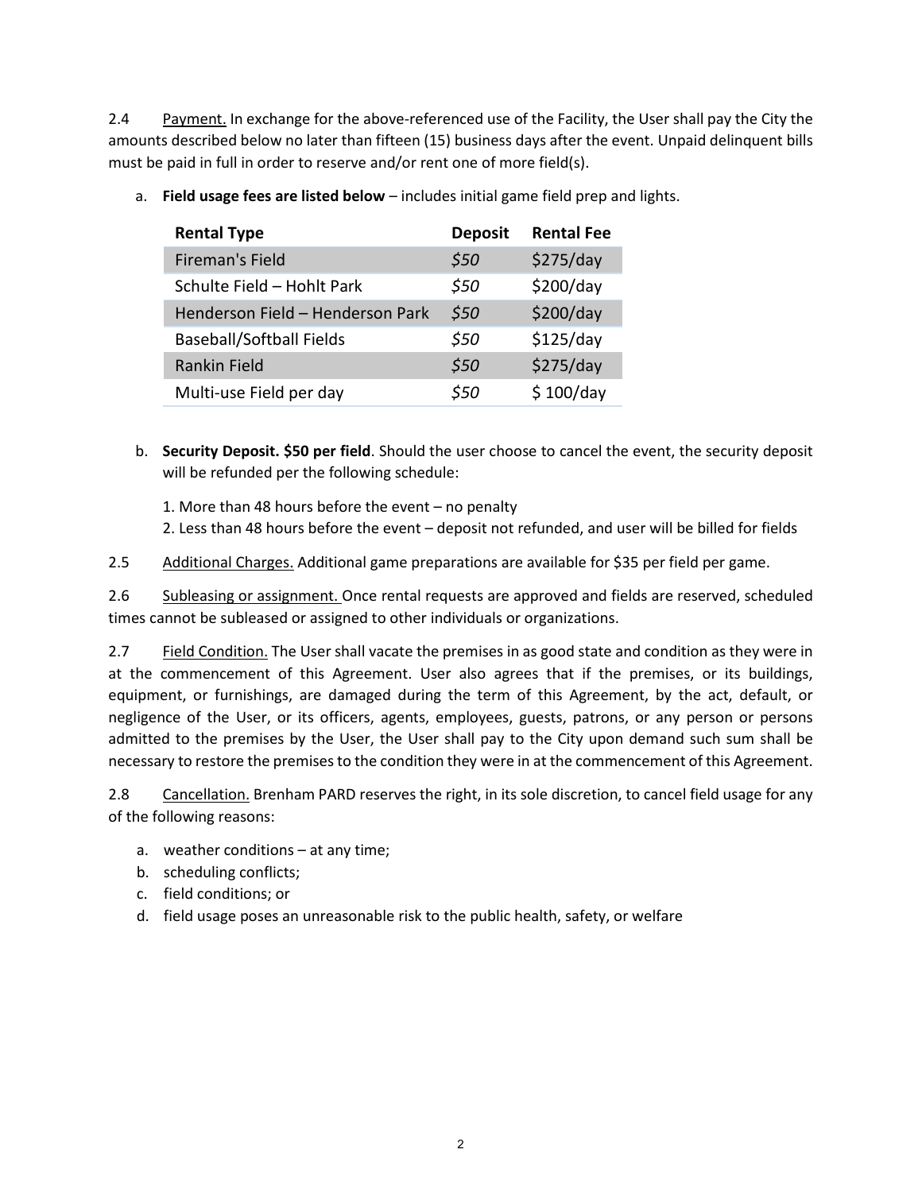2.4 Payment. In exchange for the above-referenced use of the Facility, the User shall pay the City the amounts described below no later than fifteen (15) business days after the event. Unpaid delinquent bills must be paid in full in order to reserve and/or rent one of more field(s).

a. **Field usage fees are listed below** – includes initial game field prep and lights.

| Rental Type | Deposit | Rental Fee |
|---|---|---|
| Fireman's Field | *$50* | $275/day |
| Schulte Field – Hohlt Park | *$50* | $200/day |
| Henderson Field – Henderson Park | *$50* | $200/day |
| Baseball/Softball Fields | *$50* | $125/day |
| Rankin Field | *$50* | $275/day |
| Multi-use Field per day | *$50* | $ 100/day |

b. **Security Deposit. $50 per field**. Should the user choose to cancel the event, the security deposit will be refunded per the following schedule:

1. More than 48 hours before the event – no penalty
2. Less than 48 hours before the event – deposit not refunded, and user will be billed for fields

2.5 Additional Charges. Additional game preparations are available for $35 per field per game.

2.6 Subleasing or assignment. Once rental requests are approved and fields are reserved, scheduled times cannot be subleased or assigned to other individuals or organizations.

2.7 Field Condition. The User shall vacate the premises in as good state and condition as they were in at the commencement of this Agreement. User also agrees that if the premises, or its buildings, equipment, or furnishings, are damaged during the term of this Agreement, by the act, default, or negligence of the User, or its officers, agents, employees, guests, patrons, or any person or persons admitted to the premises by the User, the User shall pay to the City upon demand such sum shall be necessary to restore the premises to the condition they were in at the commencement of this Agreement.

2.8 Cancellation. Brenham PARD reserves the right, in its sole discretion, to cancel field usage for any of the following reasons:

a. weather conditions – at any time;
b. scheduling conflicts;
c. field conditions; or
d. field usage poses an unreasonable risk to the public health, safety, or welfare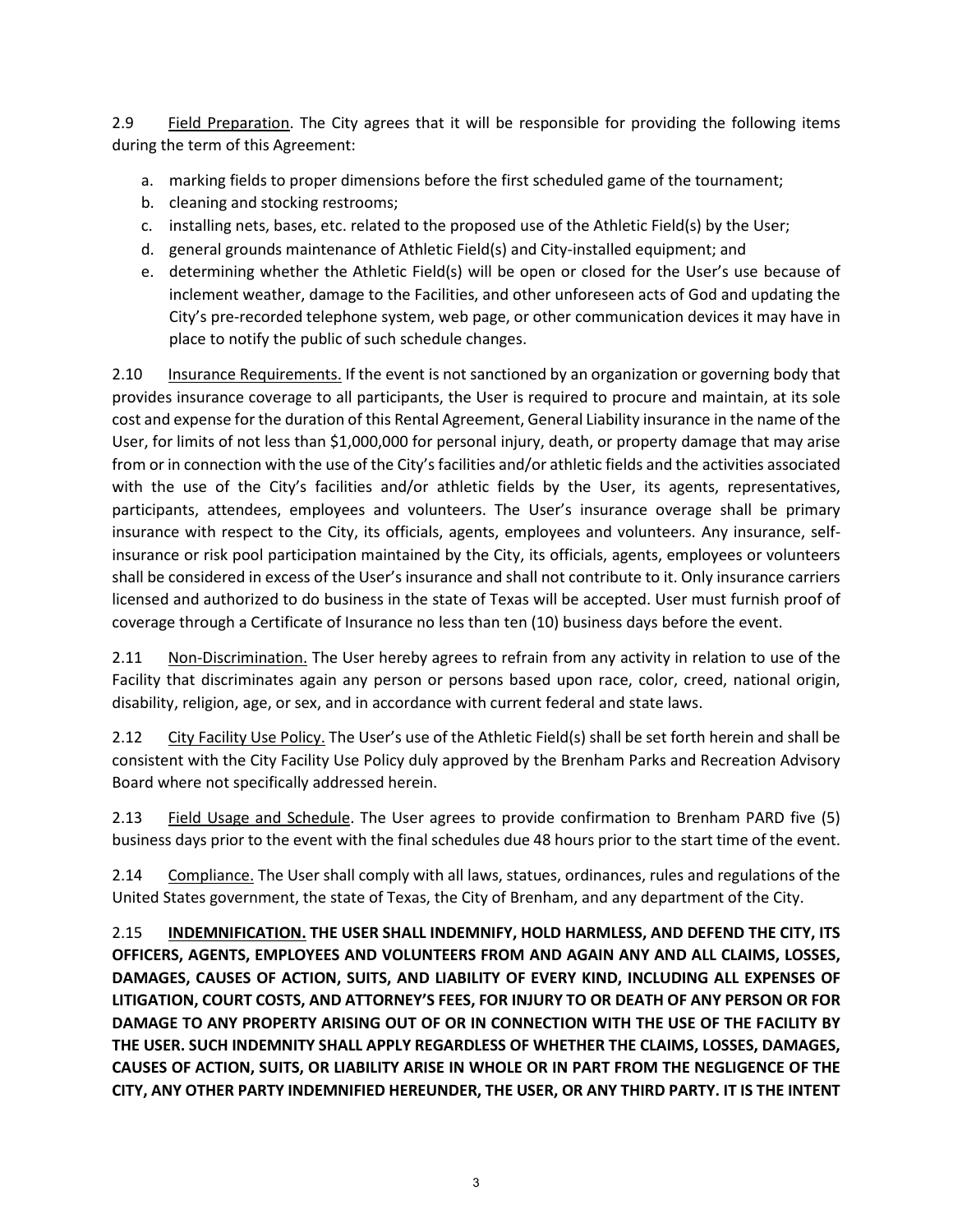2.9 Field Preparation. The City agrees that it will be responsible for providing the following items during the term of this Agreement:

a. marking fields to proper dimensions before the first scheduled game of the tournament;
b. cleaning and stocking restrooms;
c. installing nets, bases, etc. related to the proposed use of the Athletic Field(s) by the User;
d. general grounds maintenance of Athletic Field(s) and City-installed equipment; and
e. determining whether the Athletic Field(s) will be open or closed for the User's use because of inclement weather, damage to the Facilities, and other unforeseen acts of God and updating the City's pre-recorded telephone system, web page, or other communication devices it may have in place to notify the public of such schedule changes.

2.10 Insurance Requirements. If the event is not sanctioned by an organization or governing body that provides insurance coverage to all participants, the User is required to procure and maintain, at its sole cost and expense for the duration of this Rental Agreement, General Liability insurance in the name of the User, for limits of not less than $1,000,000 for personal injury, death, or property damage that may arise from or in connection with the use of the City's facilities and/or athletic fields and the activities associated with the use of the City's facilities and/or athletic fields by the User, its agents, representatives, participants, attendees, employees and volunteers. The User's insurance overage shall be primary insurance with respect to the City, its officials, agents, employees and volunteers. Any insurance, self-insurance or risk pool participation maintained by the City, its officials, agents, employees or volunteers shall be considered in excess of the User's insurance and shall not contribute to it. Only insurance carriers licensed and authorized to do business in the state of Texas will be accepted. User must furnish proof of coverage through a Certificate of Insurance no less than ten (10) business days before the event.

2.11 Non-Discrimination. The User hereby agrees to refrain from any activity in relation to use of the Facility that discriminates again any person or persons based upon race, color, creed, national origin, disability, religion, age, or sex, and in accordance with current federal and state laws.

2.12 City Facility Use Policy. The User's use of the Athletic Field(s) shall be set forth herein and shall be consistent with the City Facility Use Policy duly approved by the Brenham Parks and Recreation Advisory Board where not specifically addressed herein.

2.13 Field Usage and Schedule. The User agrees to provide confirmation to Brenham PARD five (5) business days prior to the event with the final schedules due 48 hours prior to the start time of the event.

2.14 Compliance. The User shall comply with all laws, statues, ordinances, rules and regulations of the United States government, the state of Texas, the City of Brenham, and any department of the City.

2.15 **INDEMNIFICATION. THE USER SHALL INDEMNIFY, HOLD HARMLESS, AND DEFEND THE CITY, ITS OFFICERS, AGENTS, EMPLOYEES AND VOLUNTEERS FROM AND AGAIN ANY AND ALL CLAIMS, LOSSES, DAMAGES, CAUSES OF ACTION, SUITS, AND LIABILITY OF EVERY KIND, INCLUDING ALL EXPENSES OF LITIGATION, COURT COSTS, AND ATTORNEY'S FEES, FOR INJURY TO OR DEATH OF ANY PERSON OR FOR DAMAGE TO ANY PROPERTY ARISING OUT OF OR IN CONNECTION WITH THE USE OF THE FACILITY BY THE USER. SUCH INDEMNITY SHALL APPLY REGARDLESS OF WHETHER THE CLAIMS, LOSSES, DAMAGES, CAUSES OF ACTION, SUITS, OR LIABILITY ARISE IN WHOLE OR IN PART FROM THE NEGLIGENCE OF THE CITY, ANY OTHER PARTY INDEMNIFIED HEREUNDER, THE USER, OR ANY THIRD PARTY. IT IS THE INTENT**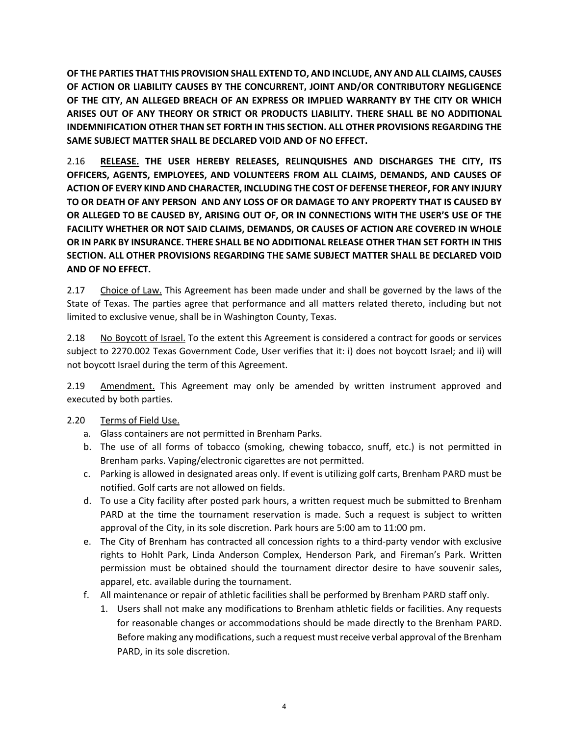**OF THE PARTIES THAT THIS PROVISION SHALL EXTEND TO, AND INCLUDE, ANY AND ALL CLAIMS, CAUSES OF ACTION OR LIABILITY CAUSES BY THE CONCURRENT, JOINT AND/OR CONTRIBUTORY NEGLIGENCE OF THE CITY, AN ALLEGED BREACH OF AN EXPRESS OR IMPLIED WARRANTY BY THE CITY OR WHICH ARISES OUT OF ANY THEORY OR STRICT OR PRODUCTS LIABILITY. THERE SHALL BE NO ADDITIONAL INDEMNIFICATION OTHER THAN SET FORTH IN THIS SECTION. ALL OTHER PROVISIONS REGARDING THE SAME SUBJECT MATTER SHALL BE DECLARED VOID AND OF NO EFFECT.**

2.16 **RELEASE. THE USER HEREBY RELEASES, RELINQUISHES AND DISCHARGES THE CITY, ITS OFFICERS, AGENTS, EMPLOYEES, AND VOLUNTEERS FROM ALL CLAIMS, DEMANDS, AND CAUSES OF ACTION OF EVERY KIND AND CHARACTER, INCLUDING THE COST OF DEFENSE THEREOF, FOR ANY INJURY TO OR DEATH OF ANY PERSON AND ANY LOSS OF OR DAMAGE TO ANY PROPERTY THAT IS CAUSED BY OR ALLEGED TO BE CAUSED BY, ARISING OUT OF, OR IN CONNECTIONS WITH THE USER'S USE OF THE FACILITY WHETHER OR NOT SAID CLAIMS, DEMANDS, OR CAUSES OF ACTION ARE COVERED IN WHOLE OR IN PARK BY INSURANCE. THERE SHALL BE NO ADDITIONAL RELEASE OTHER THAN SET FORTH IN THIS SECTION. ALL OTHER PROVISIONS REGARDING THE SAME SUBJECT MATTER SHALL BE DECLARED VOID AND OF NO EFFECT.**

2.17 Choice of Law. This Agreement has been made under and shall be governed by the laws of the State of Texas. The parties agree that performance and all matters related thereto, including but not limited to exclusive venue, shall be in Washington County, Texas.

2.18 No Boycott of Israel. To the extent this Agreement is considered a contract for goods or services subject to 2270.002 Texas Government Code, User verifies that it: i) does not boycott Israel; and ii) will not boycott Israel during the term of this Agreement.

2.19 Amendment. This Agreement may only be amended by written instrument approved and executed by both parties.

2.20 Terms of Field Use.

a. Glass containers are not permitted in Brenham Parks.
b. The use of all forms of tobacco (smoking, chewing tobacco, snuff, etc.) is not permitted in Brenham parks. Vaping/electronic cigarettes are not permitted.
c. Parking is allowed in designated areas only. If event is utilizing golf carts, Brenham PARD must be notified. Golf carts are not allowed on fields.
d. To use a City facility after posted park hours, a written request much be submitted to Brenham PARD at the time the tournament reservation is made. Such a request is subject to written approval of the City, in its sole discretion. Park hours are 5:00 am to 11:00 pm.
e. The City of Brenham has contracted all concession rights to a third-party vendor with exclusive rights to Hohlt Park, Linda Anderson Complex, Henderson Park, and Fireman's Park. Written permission must be obtained should the tournament director desire to have souvenir sales, apparel, etc. available during the tournament.
f. All maintenance or repair of athletic facilities shall be performed by Brenham PARD staff only.
   1. Users shall not make any modifications to Brenham athletic fields or facilities. Any requests for reasonable changes or accommodations should be made directly to the Brenham PARD. Before making any modifications, such a request must receive verbal approval of the Brenham PARD, in its sole discretion.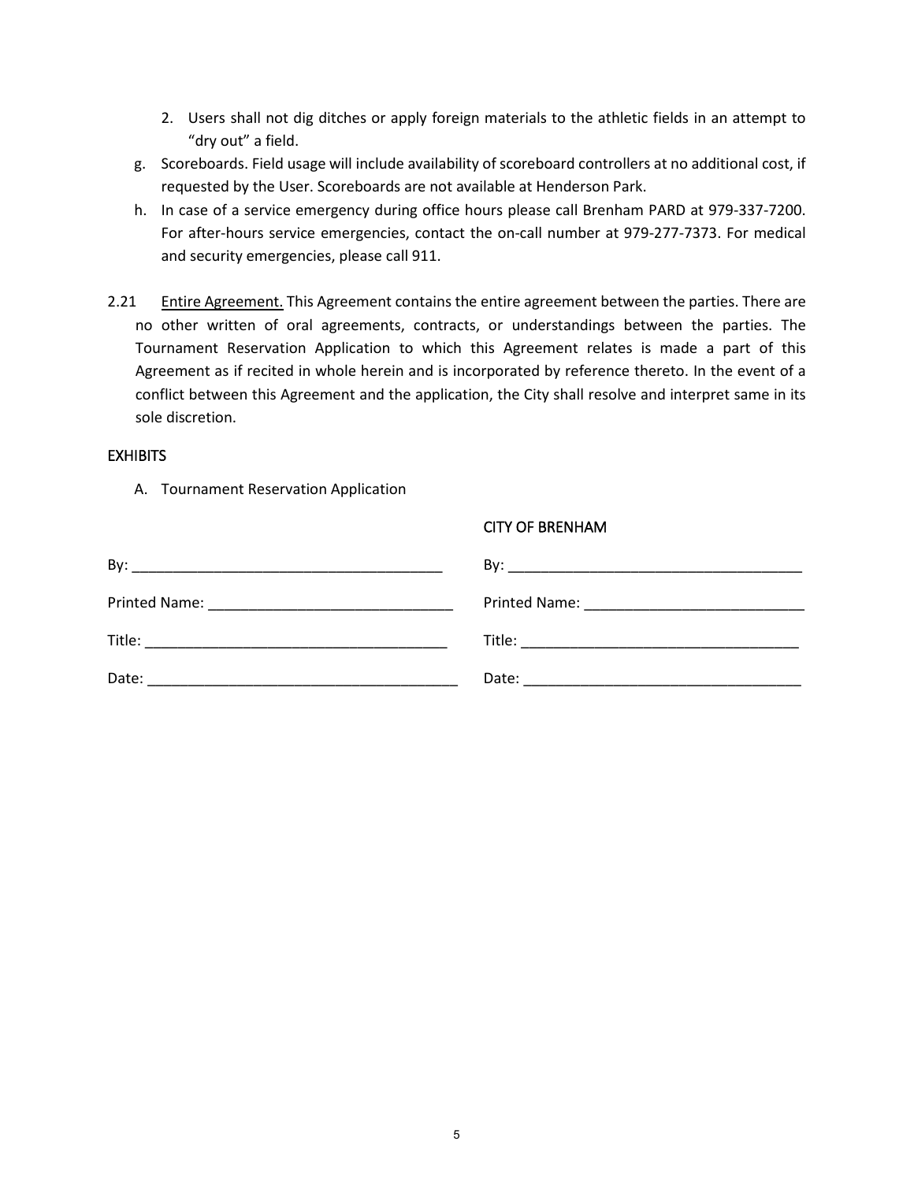2. Users shall not dig ditches or apply foreign materials to the athletic fields in an attempt to "dry out" a field.

g. Scoreboards. Field usage will include availability of scoreboard controllers at no additional cost, if requested by the User. Scoreboards are not available at Henderson Park.

h. In case of a service emergency during office hours please call Brenham PARD at 979-337-7200. For after-hours service emergencies, contact the on-call number at 979-277-7373. For medical and security emergencies, please call 911.

2.21 Entire Agreement. This Agreement contains the entire agreement between the parties. There are no other written of oral agreements, contracts, or understandings between the parties. The Tournament Reservation Application to which this Agreement relates is made a part of this Agreement as if recited in whole herein and is incorporated by reference thereto. In the event of a conflict between this Agreement and the application, the City shall resolve and interpret same in its sole discretion.

EXHIBITS

A. Tournament Reservation Application

| | CITY OF BRENHAM |
|---|---|
| By: ______________________________ | By: ______________________________ |
| Printed Name: ______________________________ | Printed Name: ______________________________ |
| Title: ______________________________ | Title: ______________________________ |
| Date: ______________________________ | Date: ______________________________ |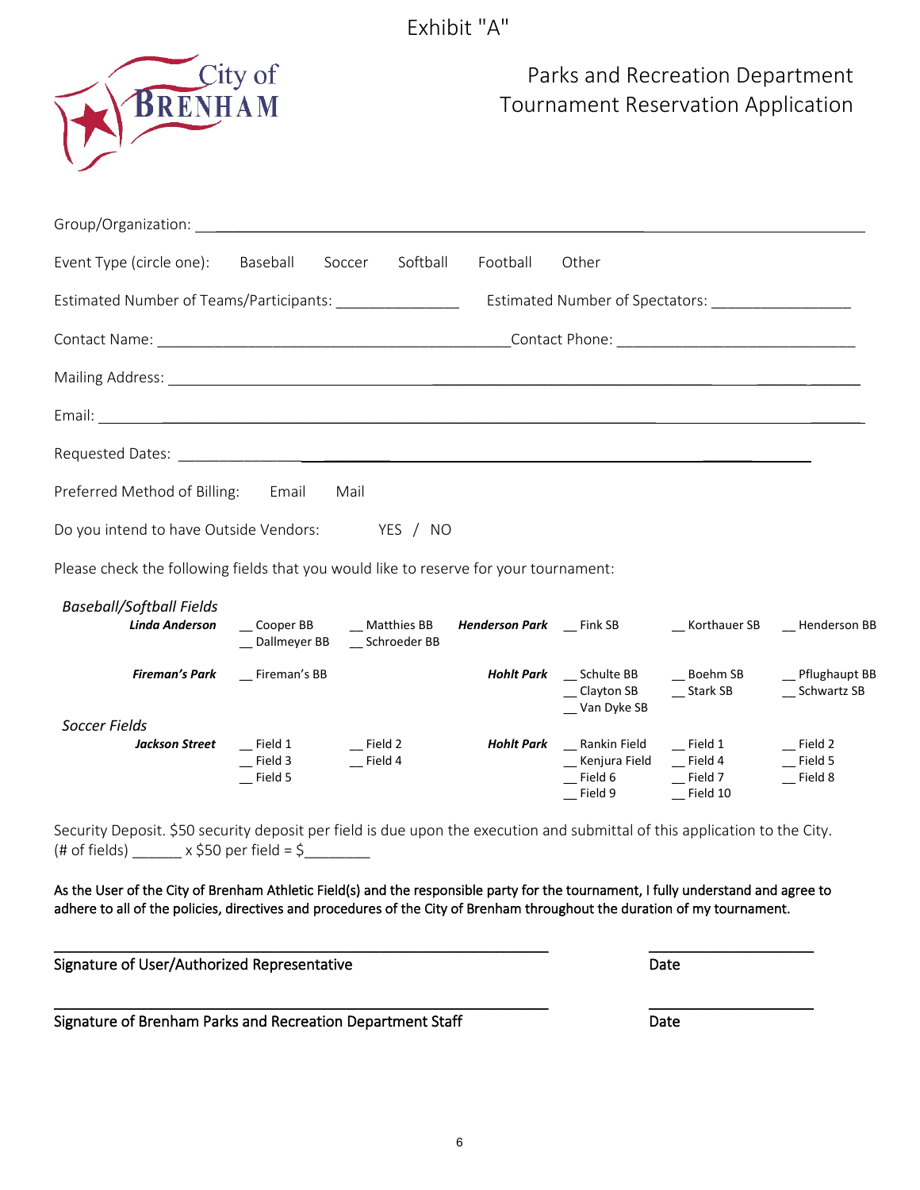Exhibit "A"

City of BRENHAM

# Parks and Recreation Department
# Tournament Reservation Application

Group/Organization: ___________________________________________

Event Type (circle one): Baseball Soccer Softball Football Other

Estimated Number of Teams/Participants: _______________ Estimated Number of Spectators: _________________

Contact Name: ___________________________________________ Contact Phone: _____________________________

Mailing Address: ___________________________________________

Email: ___________________________________________

Requested Dates: ___________________________________________

Preferred Method of Billing: Email Mail

Do you intend to have Outside Vendors: YES / NO

Please check the following fields that you would like to reserve for your tournament:

*Baseball/Softball Fields*

| | | | | | | |
|---|---|---|---|---|---|---|
| ***Linda Anderson*** | __ Cooper BB<br>__ Dallmeyer BB | __ Matthies BB<br>__ Schroeder BB | ***Henderson Park*** | __ Fink SB | __ Korthauer SB | __ Henderson BB |
| ***Fireman's Park*** | __ Fireman's BB | | ***Hohlt Park*** | __ Schulte BB<br>__ Clayton SB<br>__ Van Dyke SB | __ Boehm SB<br>__ Stark SB | __ Pflughaupt BB<br>__ Schwartz SB |

*Soccer Fields*

| | | | | | | |
|---|---|---|---|---|---|---|
| ***Jackson Street*** | __ Field 1<br>__ Field 3<br>__ Field 5 | __ Field 2<br>__ Field 4 | ***Hohlt Park*** | __ Rankin Field<br>__ Kenjura Field<br>__ Field 6<br>__ Field 9 | __ Field 1<br>__ Field 4<br>__ Field 7<br>__ Field 10 | __ Field 2<br>__ Field 5<br>__ Field 8 |

Security Deposit. $50 security deposit per field is due upon the execution and submittal of this application to the City. (# of fields) ______ x $50 per field = $________

**As the User of the City of Brenham Athletic Field(s) and the responsible party for the tournament, I fully understand and agree to adhere to all of the policies, directives and procedures of the City of Brenham throughout the duration of my tournament.**

_______________________________________________ ____________________

Signature of User/Authorized Representative Date

_______________________________________________ ____________________

Signature of Brenham Parks and Recreation Department Staff Date